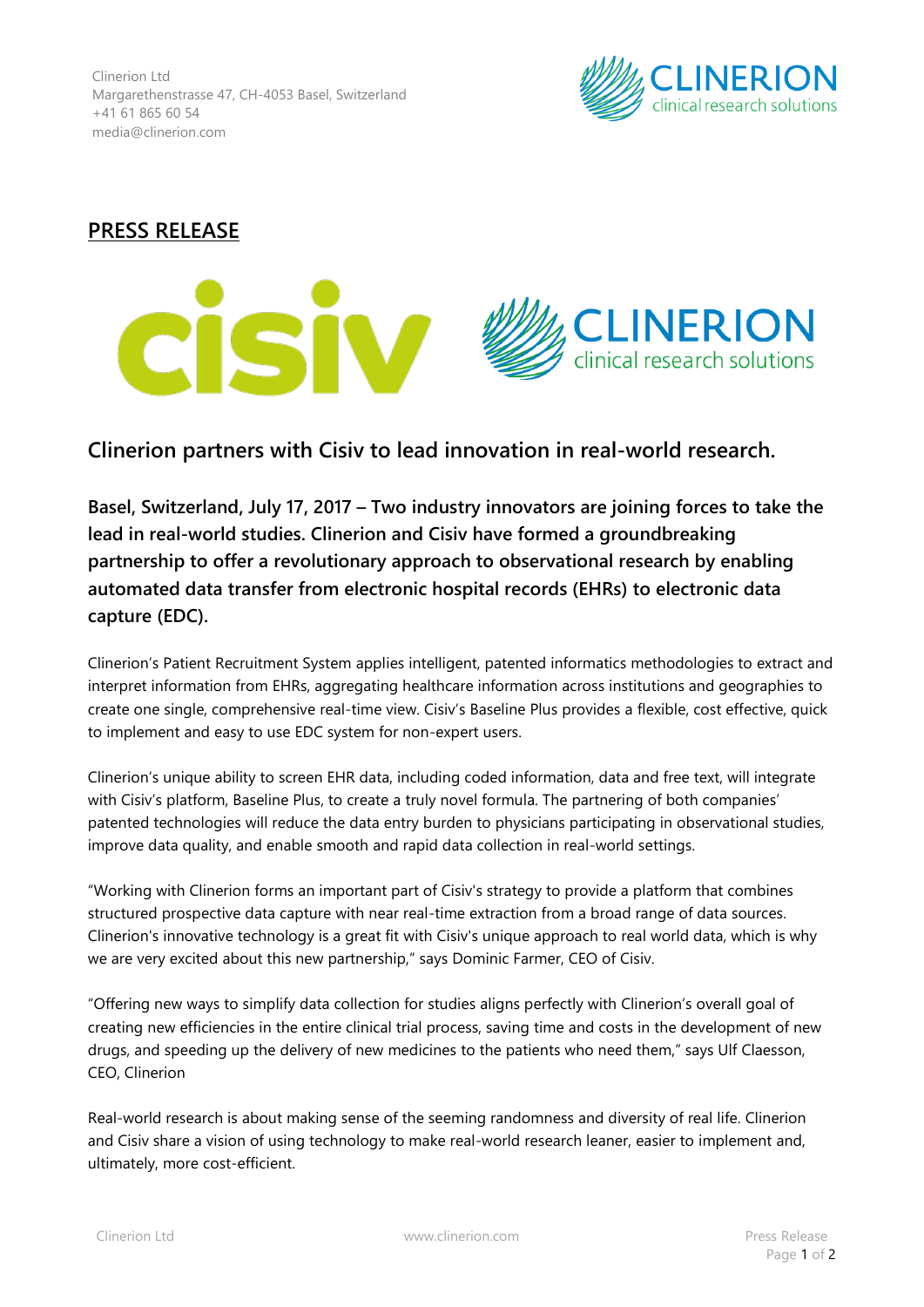Clinerion Ltd
Margarethenstrasse 47, CH-4053 Basel, Switzerland
+41 61 865 60 54
media@clinerion.com

## PRESS RELEASE

# Clinerion partners with Cisiv to lead innovation in real-world research.

**Basel, Switzerland, July 17, 2017 – Two industry innovators are joining forces to take the lead in real-world studies. Clinerion and Cisiv have formed a groundbreaking partnership to offer a revolutionary approach to observational research by enabling automated data transfer from electronic hospital records (EHRs) to electronic data capture (EDC).**

Clinerion's Patient Recruitment System applies intelligent, patented informatics methodologies to extract and interpret information from EHRs, aggregating healthcare information across institutions and geographies to create one single, comprehensive real-time view. Cisiv's Baseline Plus provides a flexible, cost effective, quick to implement and easy to use EDC system for non-expert users.

Clinerion's unique ability to screen EHR data, including coded information, data and free text, will integrate with Cisiv's platform, Baseline Plus, to create a truly novel formula. The partnering of both companies' patented technologies will reduce the data entry burden to physicians participating in observational studies, improve data quality, and enable smooth and rapid data collection in real-world settings.

"Working with Clinerion forms an important part of Cisiv's strategy to provide a platform that combines structured prospective data capture with near real-time extraction from a broad range of data sources. Clinerion's innovative technology is a great fit with Cisiv's unique approach to real world data, which is why we are very excited about this new partnership," says Dominic Farmer, CEO of Cisiv.

"Offering new ways to simplify data collection for studies aligns perfectly with Clinerion's overall goal of creating new efficiencies in the entire clinical trial process, saving time and costs in the development of new drugs, and speeding up the delivery of new medicines to the patients who need them," says Ulf Claesson, CEO, Clinerion

Real-world research is about making sense of the seeming randomness and diversity of real life. Clinerion and Cisiv share a vision of using technology to make real-world research leaner, easier to implement and, ultimately, more cost-efficient.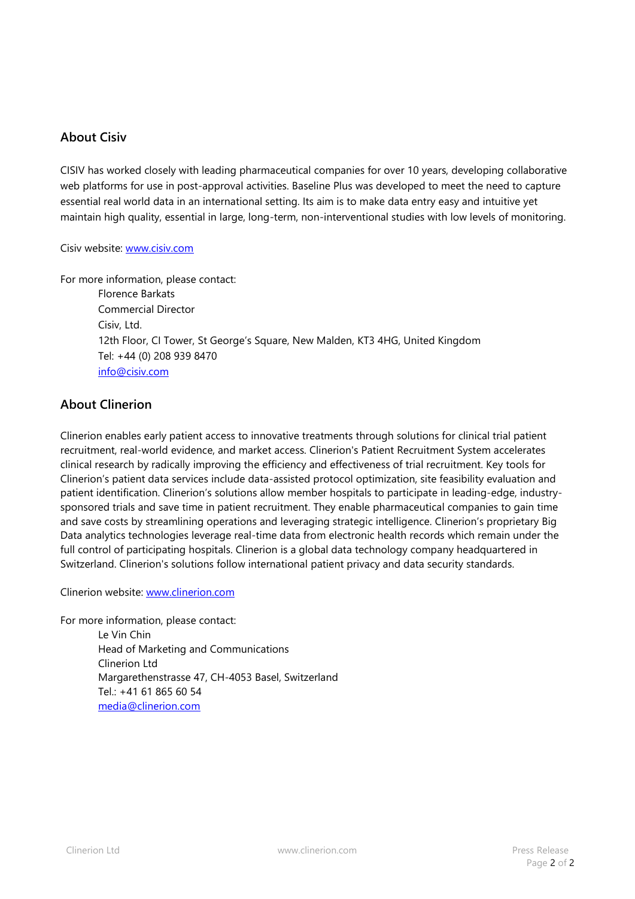## About Cisiv

CISIV has worked closely with leading pharmaceutical companies for over 10 years, developing collaborative web platforms for use in post-approval activities. Baseline Plus was developed to meet the need to capture essential real world data in an international setting. Its aim is to make data entry easy and intuitive yet maintain high quality, essential in large, long-term, non-interventional studies with low levels of monitoring.

Cisiv website: www.cisiv.com

For more information, please contact:

Florence Barkats
Commercial Director
Cisiv, Ltd.
12th Floor, CI Tower, St George's Square, New Malden, KT3 4HG, United Kingdom
Tel: +44 (0) 208 939 8470
info@cisiv.com

## About Clinerion

Clinerion enables early patient access to innovative treatments through solutions for clinical trial patient recruitment, real-world evidence, and market access. Clinerion's Patient Recruitment System accelerates clinical research by radically improving the efficiency and effectiveness of trial recruitment. Key tools for Clinerion's patient data services include data-assisted protocol optimization, site feasibility evaluation and patient identification. Clinerion's solutions allow member hospitals to participate in leading-edge, industry-sponsored trials and save time in patient recruitment. They enable pharmaceutical companies to gain time and save costs by streamlining operations and leveraging strategic intelligence. Clinerion's proprietary Big Data analytics technologies leverage real-time data from electronic health records which remain under the full control of participating hospitals. Clinerion is a global data technology company headquartered in Switzerland. Clinerion's solutions follow international patient privacy and data security standards.

Clinerion website: www.clinerion.com

For more information, please contact:

Le Vin Chin
Head of Marketing and Communications
Clinerion Ltd
Margarethenstrasse 47, CH-4053 Basel, Switzerland
Tel.: +41 61 865 60 54
media@clinerion.com